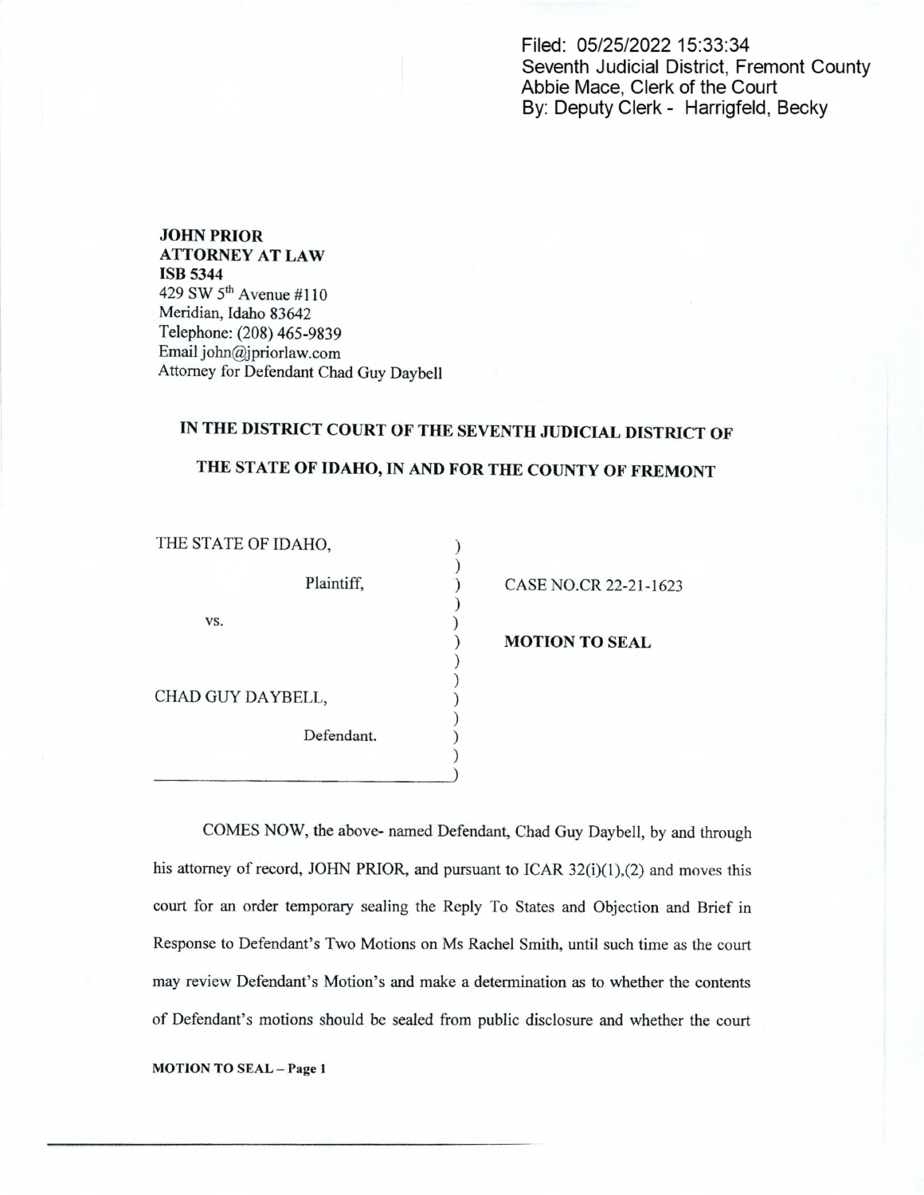Filed: 05/25/2022 15:33:34
Seventh Judicial District, Fremont County
Abbie Mace, Clerk of the Court
By: Deputy Clerk - Harrigfeld, Becky

**JOHN PRIOR**
**ATTORNEY AT LAW**
**ISB 5344**
429 SW 5th Avenue #110
Meridian, Idaho 83642
Telephone: (208) 465-9839
Email john@jpriorlaw.com
Attorney for Defendant Chad Guy Daybell

## IN THE DISTRICT COURT OF THE SEVENTH JUDICIAL DISTRICT OF THE STATE OF IDAHO, IN AND FOR THE COUNTY OF FREMONT

| | | |
|---|---|---|
| THE STATE OF IDAHO, | ) | |
| Plaintiff, | ) | CASE NO.CR 22-21-1623 |
| vs. | ) | |
| | ) | **MOTION TO SEAL** |
| CHAD GUY DAYBELL, | ) | |
| Defendant. | ) | |

COMES NOW, the above- named Defendant, Chad Guy Daybell, by and through his attorney of record, JOHN PRIOR, and pursuant to ICAR 32(i)(1),(2) and moves this court for an order temporary sealing the Reply To States and Objection and Brief in Response to Defendant's Two Motions on Ms Rachel Smith, until such time as the court may review Defendant's Motion's and make a determination as to whether the contents of Defendant's motions should be sealed from public disclosure and whether the court

**MOTION TO SEAL – Page 1**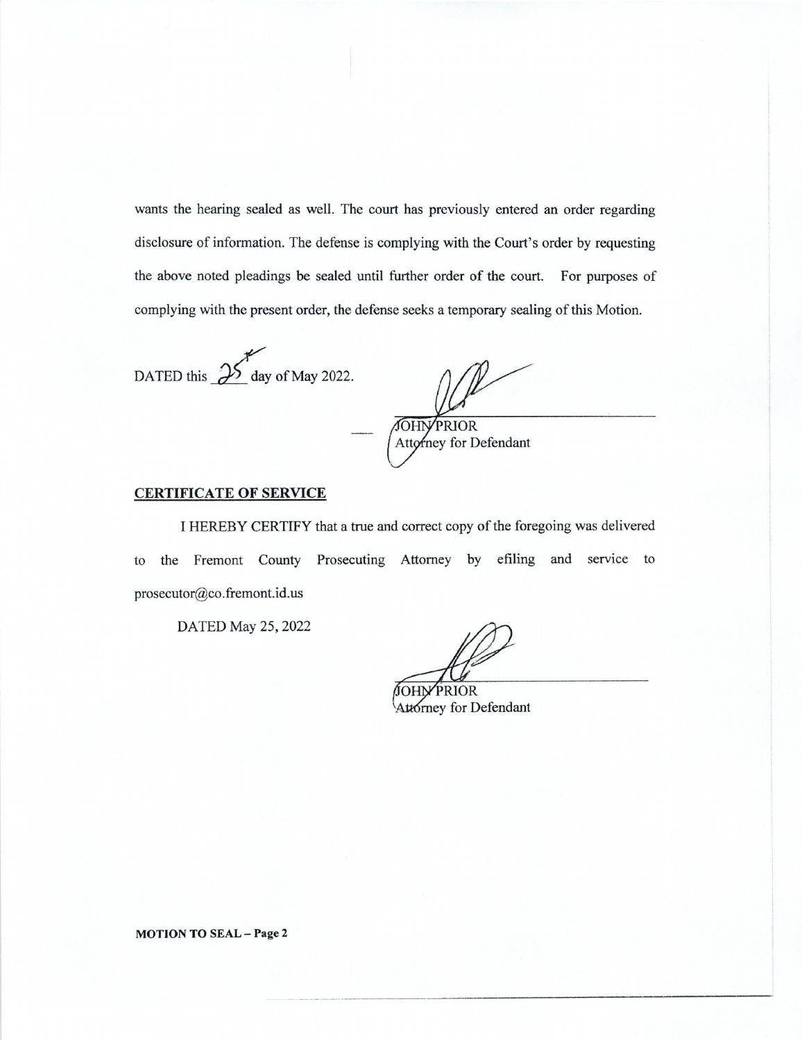wants the hearing sealed as well. The court has previously entered an order regarding disclosure of information. The defense is complying with the Court's order by requesting the above noted pleadings be sealed until further order of the court. For purposes of complying with the present order, the defense seeks a temporary sealing of this Motion.

DATED this 25th day of May 2022.

JOHN PRIOR
Attorney for Defendant

**CERTIFICATE OF SERVICE**

I HEREBY CERTIFY that a true and correct copy of the foregoing was delivered to the Fremont County Prosecuting Attorney by efiling and service to prosecutor@co.fremont.id.us

DATED May 25, 2022

JOHN PRIOR
Attorney for Defendant

**MOTION TO SEAL – Page 2**